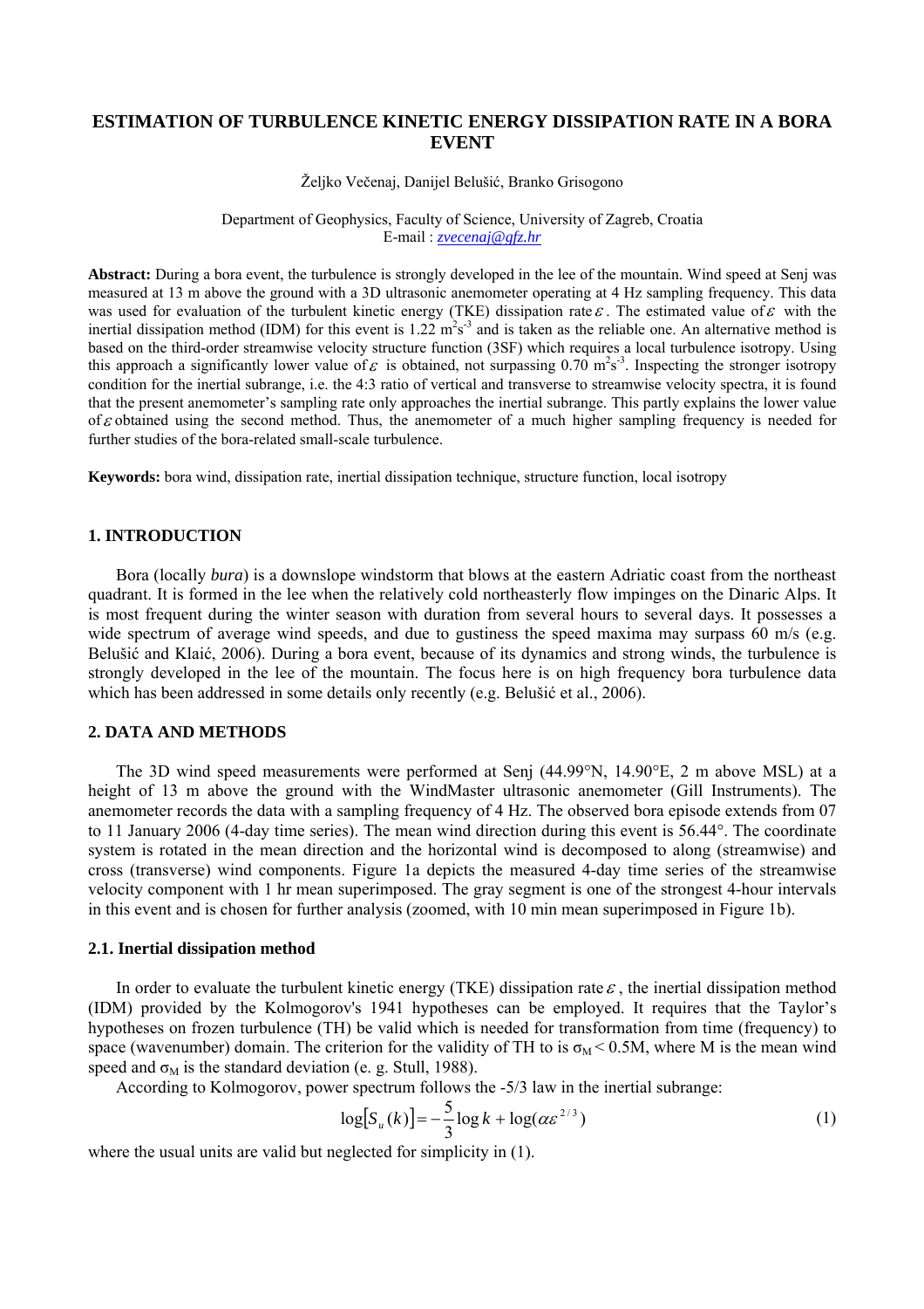# ESTIMATION OF TURBULENCE KINETIC ENERGY DISSIPATION RATE IN A BORA EVENT

Željko Večenaj, Danijel Belušić, Branko Grisogono

Department of Geophysics, Faculty of Science, University of Zagreb, Croatia
E-mail : zvecenaj@gfz.hr

**Abstract:** During a bora event, the turbulence is strongly developed in the lee of the mountain. Wind speed at Senj was measured at 13 m above the ground with a 3D ultrasonic anemometer operating at 4 Hz sampling frequency. This data was used for evaluation of the turbulent kinetic energy (TKE) dissipation rate $\varepsilon$. The estimated value of $\varepsilon$ with the inertial dissipation method (IDM) for this event is 1.22 $m^2s^{-3}$ and is taken as the reliable one. An alternative method is based on the third-order streamwise velocity structure function (3SF) which requires a local turbulence isotropy. Using this approach a significantly lower value of $\varepsilon$ is obtained, not surpassing 0.70 $m^2s^{-3}$. Inspecting the stronger isotropy condition for the inertial subrange, i.e. the 4:3 ratio of vertical and transverse to streamwise velocity spectra, it is found that the present anemometer's sampling rate only approaches the inertial subrange. This partly explains the lower value of $\varepsilon$ obtained using the second method. Thus, the anemometer of a much higher sampling frequency is needed for further studies of the bora-related small-scale turbulence.

**Keywords:** bora wind, dissipation rate, inertial dissipation technique, structure function, local isotropy

## 1. INTRODUCTION

Bora (locally *bura*) is a downslope windstorm that blows at the eastern Adriatic coast from the northeast quadrant. It is formed in the lee when the relatively cold northeasterly flow impinges on the Dinaric Alps. It is most frequent during the winter season with duration from several hours to several days. It possesses a wide spectrum of average wind speeds, and due to gustiness the speed maxima may surpass 60 m/s (e.g. Belušić and Klaić, 2006). During a bora event, because of its dynamics and strong winds, the turbulence is strongly developed in the lee of the mountain. The focus here is on high frequency bora turbulence data which has been addressed in some details only recently (e.g. Belušić et al., 2006).

## 2. DATA AND METHODS

The 3D wind speed measurements were performed at Senj (44.99°N, 14.90°E, 2 m above MSL) at a height of 13 m above the ground with the WindMaster ultrasonic anemometer (Gill Instruments). The anemometer records the data with a sampling frequency of 4 Hz. The observed bora episode extends from 07 to 11 January 2006 (4-day time series). The mean wind direction during this event is 56.44°. The coordinate system is rotated in the mean direction and the horizontal wind is decomposed to along (streamwise) and cross (transverse) wind components. Figure 1a depicts the measured 4-day time series of the streamwise velocity component with 1 hr mean superimposed. The gray segment is one of the strongest 4-hour intervals in this event and is chosen for further analysis (zoomed, with 10 min mean superimposed in Figure 1b).

### 2.1. Inertial dissipation method

In order to evaluate the turbulent kinetic energy (TKE) dissipation rate $\varepsilon$, the inertial dissipation method (IDM) provided by the Kolmogorov's 1941 hypotheses can be employed. It requires that the Taylor's hypotheses on frozen turbulence (TH) be valid which is needed for transformation from time (frequency) to space (wavenumber) domain. The criterion for the validity of TH to is $\sigma_M < 0.5M$, where M is the mean wind speed and $\sigma_M$ is the standard deviation (e. g. Stull, 1988).

According to Kolmogorov, power spectrum follows the -5/3 law in the inertial subrange:

$$\log[S_u(k)] = -\frac{5}{3}\log k + \log(\alpha\varepsilon^{2/3}) \tag{1}$$

where the usual units are valid but neglected for simplicity in (1).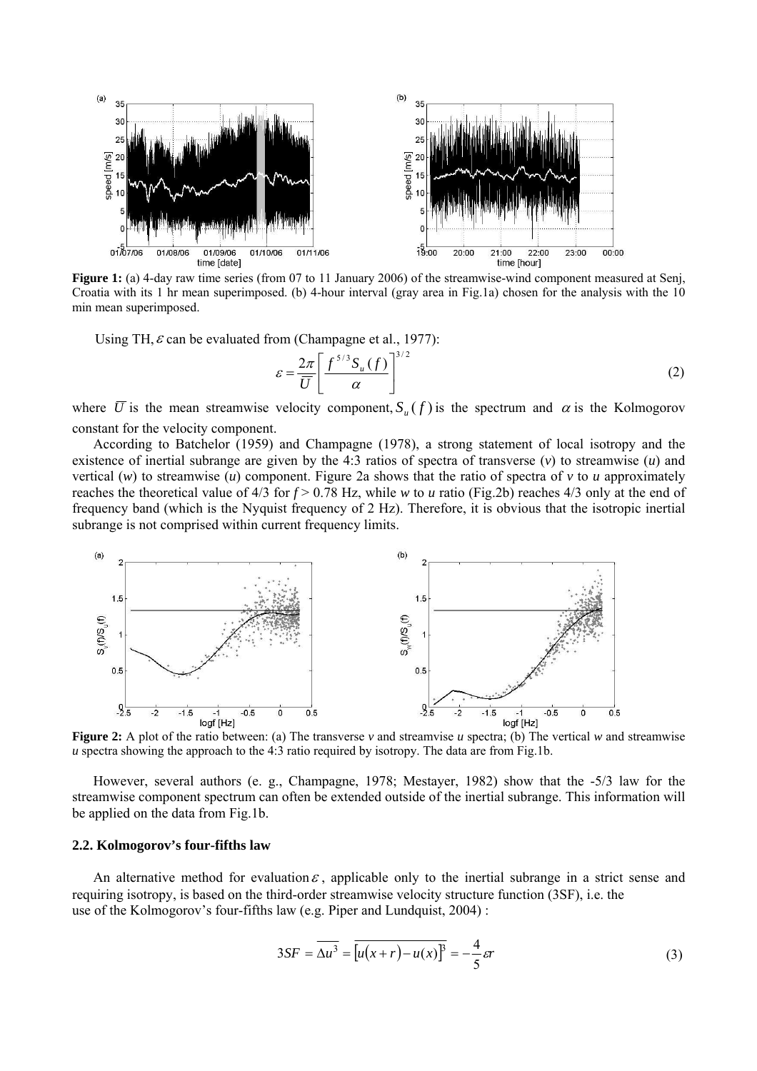**Figure 1:** (a) 4-day raw time series (from 07 to 11 January 2006) of the streamwise-wind component measured at Senj, Croatia with its 1 hr mean superimposed. (b) 4-hour interval (gray area in Fig.1a) chosen for the analysis with the 10 min mean superimposed.

Using TH, $\varepsilon$ can be evaluated from (Champagne et al., 1977):

$$\varepsilon = \frac{2\pi}{\overline{U}} \left[ \frac{f^{5/3} S_u(f)}{\alpha} \right]^{3/2} \tag{2}$$

where $\overline{U}$ is the mean streamwise velocity component, $S_u(f)$ is the spectrum and $\alpha$ is the Kolmogorov constant for the velocity component.

According to Batchelor (1959) and Champagne (1978), a strong statement of local isotropy and the existence of inertial subrange are given by the 4:3 ratios of spectra of transverse (*v*) to streamwise (*u*) and vertical (*w*) to streamwise (*u*) component. Figure 2a shows that the ratio of spectra of *v* to *u* approximately reaches the theoretical value of 4/3 for $f > 0.78$ Hz, while *w* to *u* ratio (Fig.2b) reaches 4/3 only at the end of frequency band (which is the Nyquist frequency of 2 Hz). Therefore, it is obvious that the isotropic inertial subrange is not comprised within current frequency limits.

**Figure 2:** A plot of the ratio between: (a) The transverse *v* and streamwise *u* spectra; (b) The vertical *w* and streamwise *u* spectra showing the approach to the 4:3 ratio required by isotropy. The data are from Fig.1b.

However, several authors (e. g., Champagne, 1978; Mestayer, 1982) show that the -5/3 law for the streamwise component spectrum can often be extended outside of the inertial subrange. This information will be applied on the data from Fig.1b.

### 2.2. Kolmogorov's four-fifths law

An alternative method for evaluation $\varepsilon$, applicable only to the inertial subrange in a strict sense and requiring isotropy, is based on the third-order streamwise velocity structure function (3SF), i.e. the use of the Kolmogorov's four-fifths law (e.g. Piper and Lundquist, 2004) :

$$3SF = \overline{\Delta u^3} = \overline{\left[u(x+r) - u(x)\right]^3} = -\frac{4}{5}\varepsilon r \tag{3}$$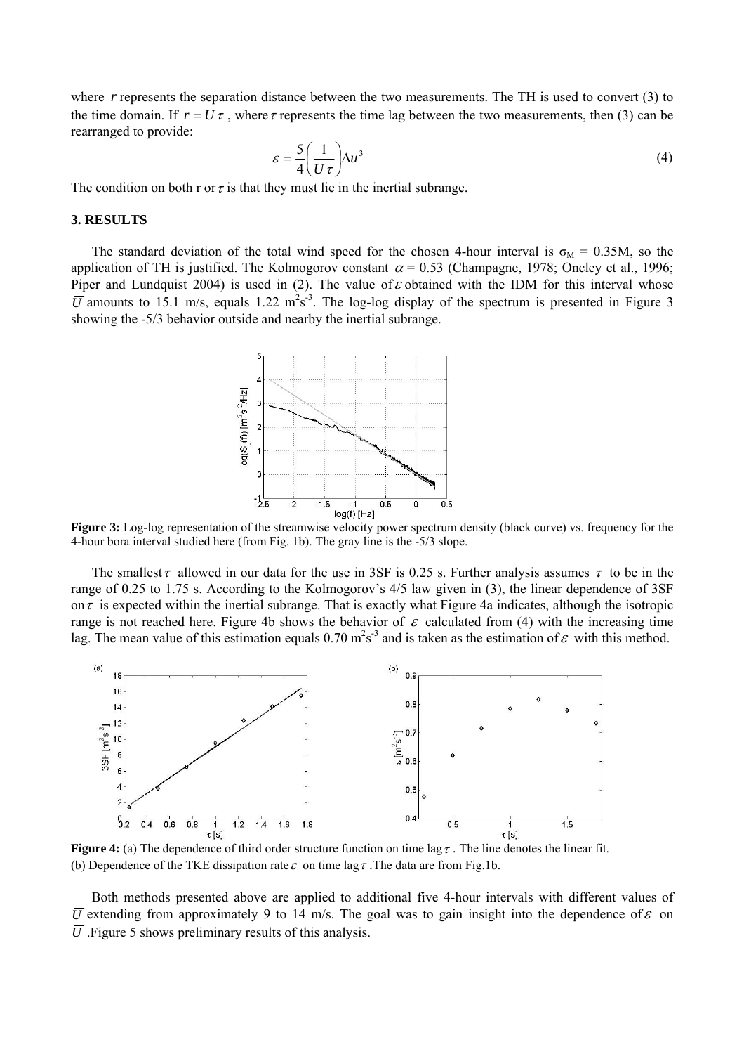where $r$ represents the separation distance between the two measurements. The TH is used to convert (3) to the time domain. If $r = \overline{U}\tau$, where $\tau$ represents the time lag between the two measurements, then (3) can be rearranged to provide:

$$\varepsilon = \frac{5}{4}\left(\frac{1}{\overline{U}\,\tau}\right)\overline{\Delta u^3} \tag{4}$$

The condition on both r or $\tau$ is that they must lie in the inertial subrange.

## 3. RESULTS

The standard deviation of the total wind speed for the chosen 4-hour interval is $\sigma_M = 0.35M$, so the application of TH is justified. The Kolmogorov constant $\alpha = 0.53$ (Champagne, 1978; Oncley et al., 1996; Piper and Lundquist 2004) is used in (2). The value of $\varepsilon$ obtained with the IDM for this interval whose $\overline{U}$ amounts to 15.1 m/s, equals 1.22 $m^2s^{-3}$. The log-log display of the spectrum is presented in Figure 3 showing the -5/3 behavior outside and nearby the inertial subrange.

**Figure 3:** Log-log representation of the streamwise velocity power spectrum density (black curve) vs. frequency for the 4-hour bora interval studied here (from Fig. 1b). The gray line is the -5/3 slope.

The smallest $\tau$ allowed in our data for the use in 3SF is 0.25 s. Further analysis assumes $\tau$ to be in the range of 0.25 to 1.75 s. According to the Kolmogorov's 4/5 law given in (3), the linear dependence of 3SF on $\tau$ is expected within the inertial subrange. That is exactly what Figure 4a indicates, although the isotropic range is not reached here. Figure 4b shows the behavior of $\varepsilon$ calculated from (4) with the increasing time lag. The mean value of this estimation equals 0.70 $m^2s^{-3}$ and is taken as the estimation of $\varepsilon$ with this method.

**Figure 4:** (a) The dependence of third order structure function on time lag $\tau$. The line denotes the linear fit. (b) Dependence of the TKE dissipation rate $\varepsilon$ on time lag $\tau$. The data are from Fig.1b.

Both methods presented above are applied to additional five 4-hour intervals with different values of $\overline{U}$ extending from approximately 9 to 14 m/s. The goal was to gain insight into the dependence of $\varepsilon$ on $\overline{U}$. Figure 5 shows preliminary results of this analysis.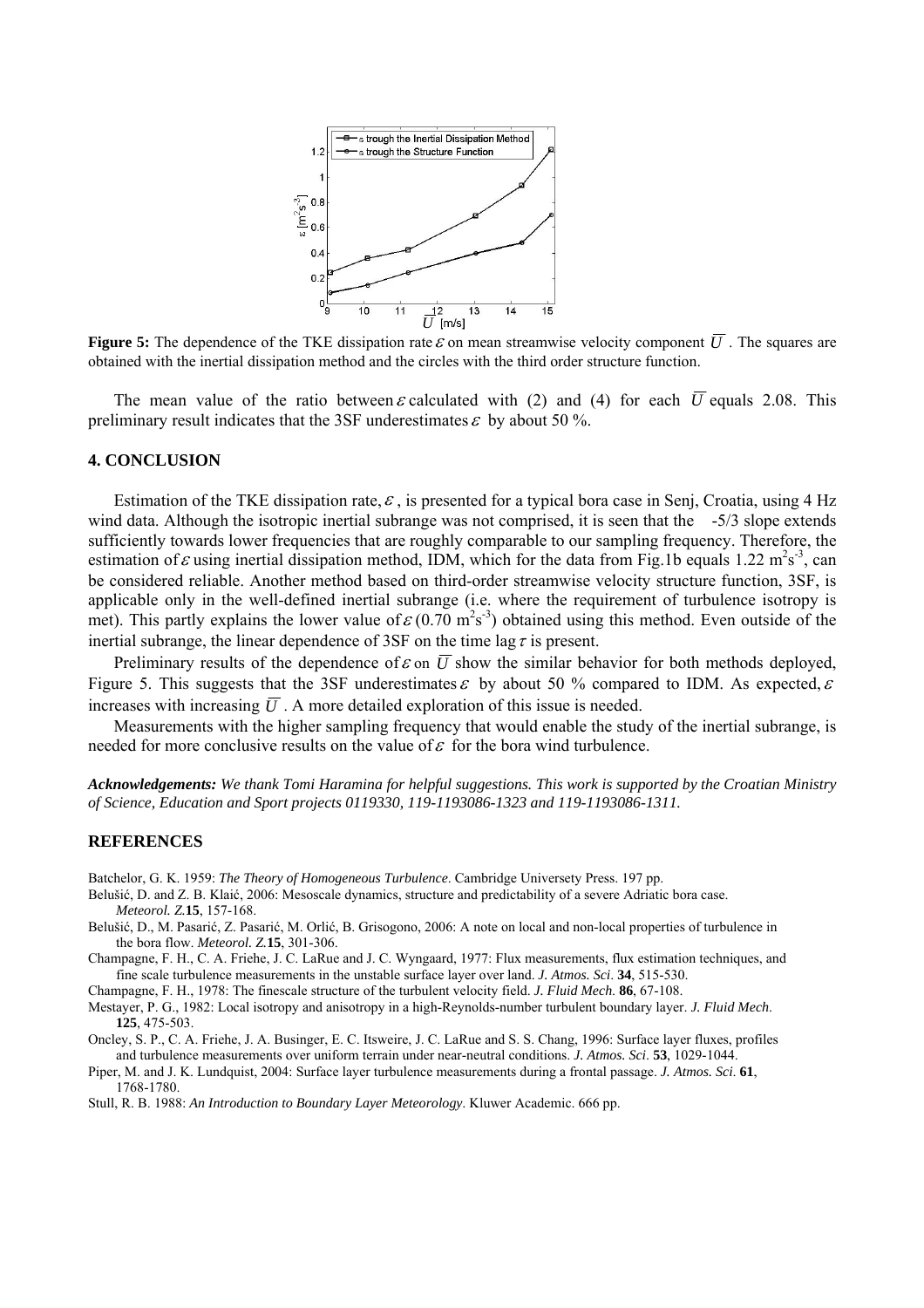ε trough the Inertial Dissipation Method
ε trough the Structure Function

1.2
1
0.8
0.6
0.4
0.2
0

ε [m²s⁻³]

9 10 11 12 13 14 15

$\overline{U}$ [m/s]

**Figure 5:** The dependence of the TKE dissipation rate $\varepsilon$ on mean streamwise velocity component $\overline{U}$. The squares are obtained with the inertial dissipation method and the circles with the third order structure function.

The mean value of the ratio between $\varepsilon$ calculated with (2) and (4) for each $\overline{U}$ equals 2.08. This preliminary result indicates that the 3SF underestimates $\varepsilon$ by about 50 %.

## 4. CONCLUSION

Estimation of the TKE dissipation rate, $\varepsilon$, is presented for a typical bora case in Senj, Croatia, using 4 Hz wind data. Although the isotropic inertial subrange was not comprised, it is seen that the -5/3 slope extends sufficiently towards lower frequencies that are roughly comparable to our sampling frequency. Therefore, the estimation of $\varepsilon$ using inertial dissipation method, IDM, which for the data from Fig.1b equals 1.22 $m^2s^{-3}$, can be considered reliable. Another method based on third-order streamwise velocity structure function, 3SF, is applicable only in the well-defined inertial subrange (i.e. where the requirement of turbulence isotropy is met). This partly explains the lower value of $\varepsilon$ (0.70 $m^2s^{-3}$) obtained using this method. Even outside of the inertial subrange, the linear dependence of 3SF on the time lag $\tau$ is present.

Preliminary results of the dependence of $\varepsilon$ on $\overline{U}$ show the similar behavior for both methods deployed, Figure 5. This suggests that the 3SF underestimates $\varepsilon$ by about 50 % compared to IDM. As expected, $\varepsilon$ increases with increasing $\overline{U}$. A more detailed exploration of this issue is needed.

Measurements with the higher sampling frequency that would enable the study of the inertial subrange, is needed for more conclusive results on the value of $\varepsilon$ for the bora wind turbulence.

***Acknowledgements:** We thank Tomi Haramina for helpful suggestions. This work is supported by the Croatian Ministry of Science, Education and Sport projects 0119330, 119-1193086-1323 and 119-1193086-1311.*

## REFERENCES

Batchelor, G. K. 1959: *The Theory of Homogeneous Turbulence*. Cambridge Universety Press. 197 pp.

Belušić, D. and Z. B. Klaić, 2006: Mesoscale dynamics, structure and predictability of a severe Adriatic bora case. *Meteorol. Z.* **15**, 157-168.

Belušić, D., M. Pasarić, Z. Pasarić, M. Orlić, B. Grisogono, 2006: A note on local and non-local properties of turbulence in the bora flow. *Meteorol. Z.* **15**, 301-306.

Champagne, F. H., C. A. Friehe, J. C. LaRue and J. C. Wyngaard, 1977: Flux measurements, flux estimation techniques, and fine scale turbulence measurements in the unstable surface layer over land. *J. Atmos. Sci*. **34**, 515-530.

Champagne, F. H., 1978: The finescale structure of the turbulent velocity field. *J. Fluid Mech.* **86**, 67-108.

Mestayer, P. G., 1982: Local isotropy and anisotropy in a high-Reynolds-number turbulent boundary layer. *J. Fluid Mech*. **125**, 475-503.

Oncley, S. P., C. A. Friehe, J. A. Businger, E. C. Itsweire, J. C. LaRue and S. S. Chang, 1996: Surface layer fluxes, profiles and turbulence measurements over uniform terrain under near-neutral conditions. *J. Atmos. Sci*. **53**, 1029-1044.

Piper, M. and J. K. Lundquist, 2004: Surface layer turbulence measurements during a frontal passage. *J. Atmos. Sci*. **61**, 1768-1780.

Stull, R. B. 1988: *An Introduction to Boundary Layer Meteorology*. Kluwer Academic. 666 pp.